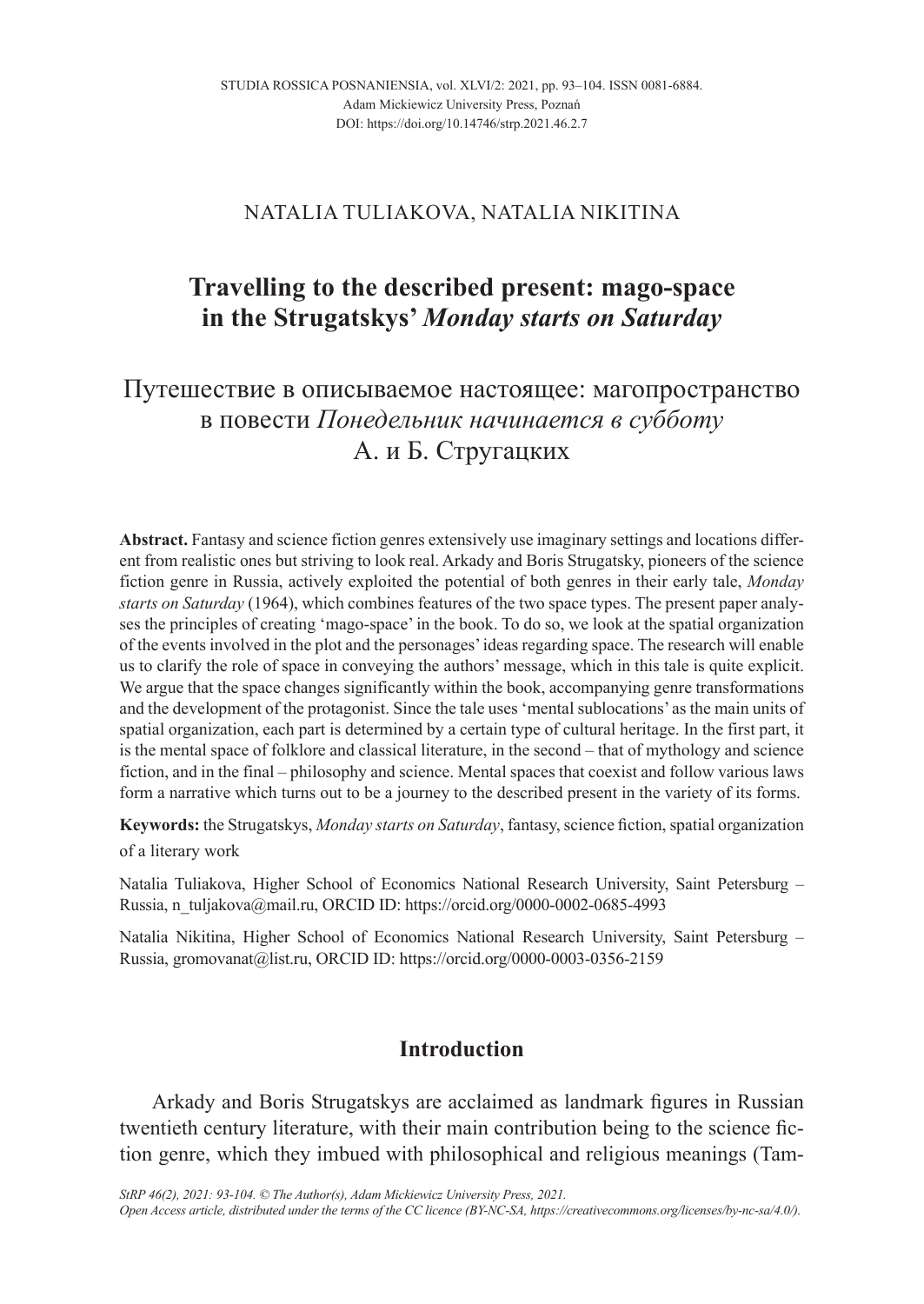STUDIA ROSSICA POSNANIENSIA, vol. XLVI/2: 2021, pp. 93–104. ISSN 0081-6884.
Adam Mickiewicz University Press, Poznań
DOI: https://doi.org/10.14746/strp.2021.46.2.7

NATALIA TULIAKOVA, NATALIA NIKITINA

# Travelling to the described present: mago-space in the Strugatskys' *Monday starts on Saturday*

# Путешествие в описываемое настоящее: магопространство в повести *Понедельник начинается в субботу* А. и Б. Стругацких

**Abstract.** Fantasy and science fiction genres extensively use imaginary settings and locations different from realistic ones but striving to look real. Arkady and Boris Strugatsky, pioneers of the science fiction genre in Russia, actively exploited the potential of both genres in their early tale, *Monday starts on Saturday* (1964), which combines features of the two space types. The present paper analyses the principles of creating 'mago-space' in the book. To do so, we look at the spatial organization of the events involved in the plot and the personages' ideas regarding space. The research will enable us to clarify the role of space in conveying the authors' message, which in this tale is quite explicit. We argue that the space changes significantly within the book, accompanying genre transformations and the development of the protagonist. Since the tale uses 'mental sublocations' as the main units of spatial organization, each part is determined by a certain type of cultural heritage. In the first part, it is the mental space of folklore and classical literature, in the second – that of mythology and science fiction, and in the final – philosophy and science. Mental spaces that coexist and follow various laws form a narrative which turns out to be a journey to the described present in the variety of its forms.

**Keywords:** the Strugatskys, *Monday starts on Saturday*, fantasy, science fiction, spatial organization of a literary work

Natalia Tuliakova, Higher School of Economics National Research University, Saint Petersburg – Russia, n_tuljakova@mail.ru, ORCID ID: https://orcid.org/0000-0002-0685-4993

Natalia Nikitina, Higher School of Economics National Research University, Saint Petersburg – Russia, gromovanat@list.ru, ORCID ID: https://orcid.org/0000-0003-0356-2159

## Introduction

Arkady and Boris Strugatskys are acclaimed as landmark figures in Russian twentieth century literature, with their main contribution being to the science fiction genre, which they imbued with philosophical and religious meanings (Tam-

*StRP 46(2), 2021: 93-104. © The Author(s), Adam Mickiewicz University Press, 2021.*
*Open Access article, distributed under the terms of the CC licence (BY-NC-SA, https://creativecommons.org/licenses/by-nc-sa/4.0/).*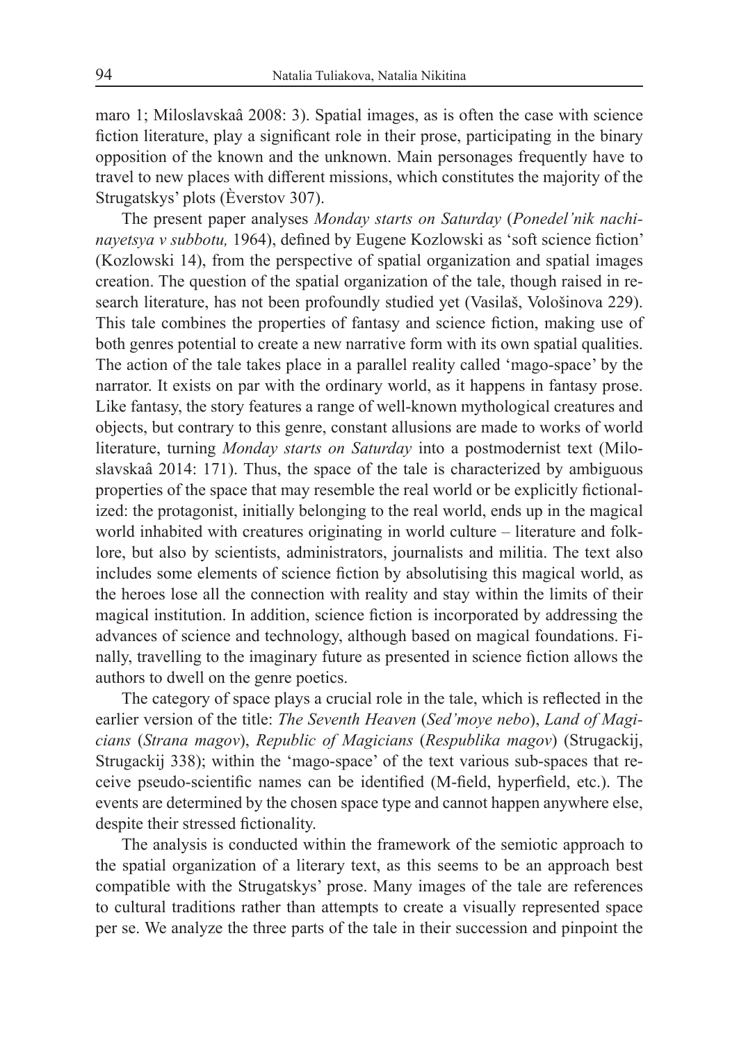maro 1; Miloslavskaâ 2008: 3). Spatial images, as is often the case with science fiction literature, play a significant role in their prose, participating in the binary opposition of the known and the unknown. Main personages frequently have to travel to new places with different missions, which constitutes the majority of the Strugatskys' plots (Èverstov 307).

The present paper analyses *Monday starts on Saturday* (*Ponedel'nik nachinayetsya v subbotu,* 1964), defined by Eugene Kozlowski as 'soft science fiction' (Kozlowski 14), from the perspective of spatial organization and spatial images creation. The question of the spatial organization of the tale, though raised in research literature, has not been profoundly studied yet (Vasilaš, Vološinova 229). This tale combines the properties of fantasy and science fiction, making use of both genres potential to create a new narrative form with its own spatial qualities. The action of the tale takes place in a parallel reality called 'mago-space' by the narrator. It exists on par with the ordinary world, as it happens in fantasy prose. Like fantasy, the story features a range of well-known mythological creatures and objects, but contrary to this genre, constant allusions are made to works of world literature, turning *Monday starts on Saturday* into a postmodernist text (Miloslavskaâ 2014: 171). Thus, the space of the tale is characterized by ambiguous properties of the space that may resemble the real world or be explicitly fictionalized: the protagonist, initially belonging to the real world, ends up in the magical world inhabited with creatures originating in world culture – literature and folklore, but also by scientists, administrators, journalists and militia. The text also includes some elements of science fiction by absolutising this magical world, as the heroes lose all the connection with reality and stay within the limits of their magical institution. In addition, science fiction is incorporated by addressing the advances of science and technology, although based on magical foundations. Finally, travelling to the imaginary future as presented in science fiction allows the authors to dwell on the genre poetics.

The category of space plays a crucial role in the tale, which is reflected in the earlier version of the title: *The Seventh Heaven* (*Sed'moye nebo*), *Land of Magicians* (*Strana magov*), *Republic of Magicians* (*Respublika magov*) (Strugackij, Strugackij 338); within the 'mago-space' of the text various sub-spaces that receive pseudo-scientific names can be identified (M-field, hyperfield, etc.). The events are determined by the chosen space type and cannot happen anywhere else, despite their stressed fictionality.

The analysis is conducted within the framework of the semiotic approach to the spatial organization of a literary text, as this seems to be an approach best compatible with the Strugatskys' prose. Many images of the tale are references to cultural traditions rather than attempts to create a visually represented space per se. We analyze the three parts of the tale in their succession and pinpoint the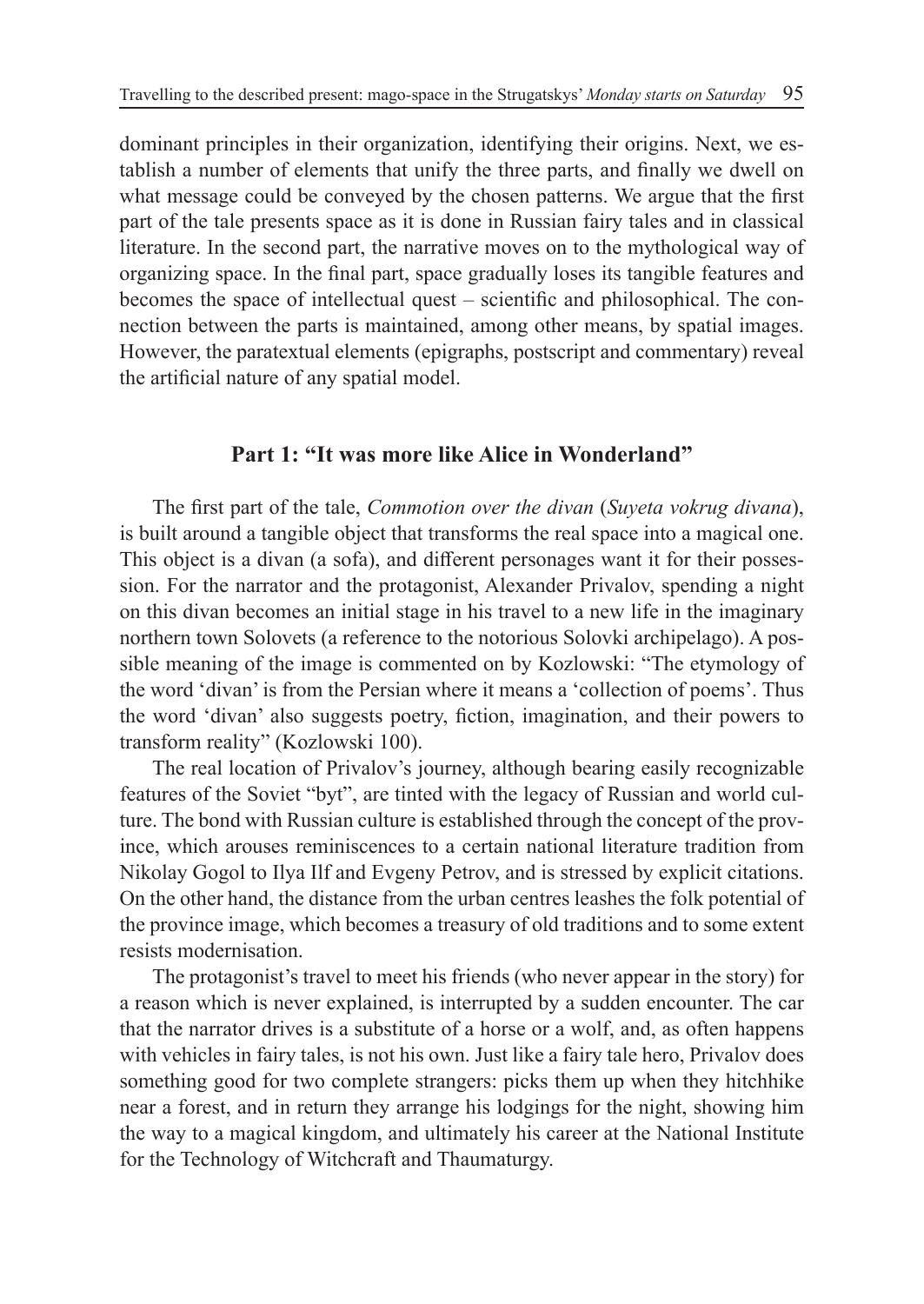dominant principles in their organization, identifying their origins. Next, we establish a number of elements that unify the three parts, and finally we dwell on what message could be conveyed by the chosen patterns. We argue that the first part of the tale presents space as it is done in Russian fairy tales and in classical literature. In the second part, the narrative moves on to the mythological way of organizing space. In the final part, space gradually loses its tangible features and becomes the space of intellectual quest – scientific and philosophical. The connection between the parts is maintained, among other means, by spatial images. However, the paratextual elements (epigraphs, postscript and commentary) reveal the artificial nature of any spatial model.

## Part 1: "It was more like Alice in Wonderland"

The first part of the tale, *Commotion over the divan* (*Suyeta vokrug divana*), is built around a tangible object that transforms the real space into a magical one. This object is a divan (a sofa), and different personages want it for their possession. For the narrator and the protagonist, Alexander Privalov, spending a night on this divan becomes an initial stage in his travel to a new life in the imaginary northern town Solovets (a reference to the notorious Solovki archipelago). A possible meaning of the image is commented on by Kozlowski: "The etymology of the word 'divan' is from the Persian where it means a 'collection of poems'. Thus the word 'divan' also suggests poetry, fiction, imagination, and their powers to transform reality" (Kozlowski 100).

The real location of Privalov's journey, although bearing easily recognizable features of the Soviet "byt", are tinted with the legacy of Russian and world culture. The bond with Russian culture is established through the concept of the province, which arouses reminiscences to a certain national literature tradition from Nikolay Gogol to Ilya Ilf and Evgeny Petrov, and is stressed by explicit citations. On the other hand, the distance from the urban centres leashes the folk potential of the province image, which becomes a treasury of old traditions and to some extent resists modernisation.

The protagonist's travel to meet his friends (who never appear in the story) for a reason which is never explained, is interrupted by a sudden encounter. The car that the narrator drives is a substitute of a horse or a wolf, and, as often happens with vehicles in fairy tales, is not his own. Just like a fairy tale hero, Privalov does something good for two complete strangers: picks them up when they hitchhike near a forest, and in return they arrange his lodgings for the night, showing him the way to a magical kingdom, and ultimately his career at the National Institute for the Technology of Witchcraft and Thaumaturgy.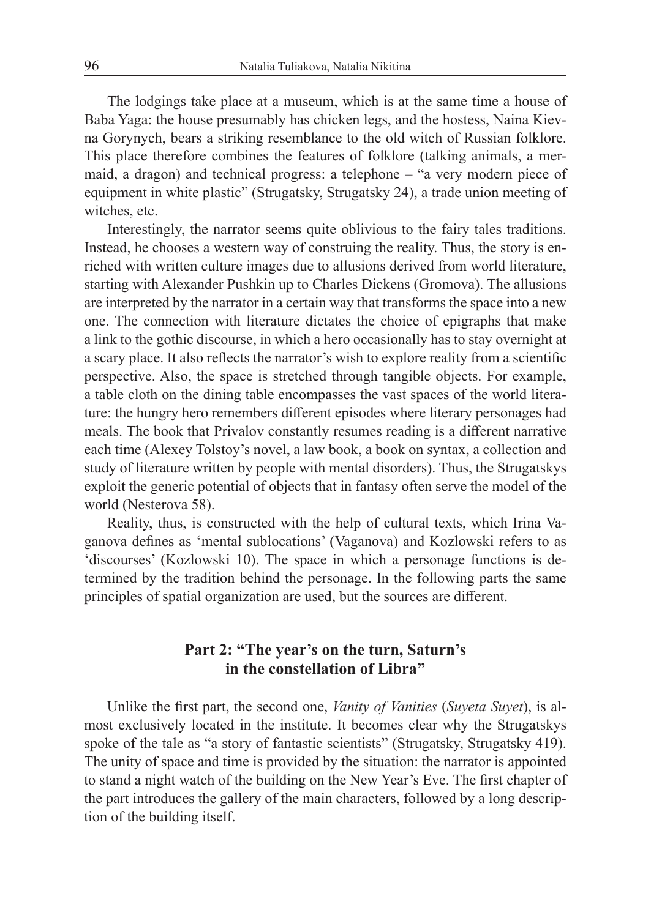The lodgings take place at a museum, which is at the same time a house of Baba Yaga: the house presumably has chicken legs, and the hostess, Naina Kievna Gorynych, bears a striking resemblance to the old witch of Russian folklore. This place therefore combines the features of folklore (talking animals, a mermaid, a dragon) and technical progress: a telephone – "a very modern piece of equipment in white plastic" (Strugatsky, Strugatsky 24), a trade union meeting of witches, etc.

Interestingly, the narrator seems quite oblivious to the fairy tales traditions. Instead, he chooses a western way of construing the reality. Thus, the story is enriched with written culture images due to allusions derived from world literature, starting with Alexander Pushkin up to Charles Dickens (Gromova). The allusions are interpreted by the narrator in a certain way that transforms the space into a new one. The connection with literature dictates the choice of epigraphs that make a link to the gothic discourse, in which a hero occasionally has to stay overnight at a scary place. It also reflects the narrator's wish to explore reality from a scientific perspective. Also, the space is stretched through tangible objects. For example, a table cloth on the dining table encompasses the vast spaces of the world literature: the hungry hero remembers different episodes where literary personages had meals. The book that Privalov constantly resumes reading is a different narrative each time (Alexey Tolstoy's novel, a law book, a book on syntax, a collection and study of literature written by people with mental disorders). Thus, the Strugatskys exploit the generic potential of objects that in fantasy often serve the model of the world (Nesterova 58).

Reality, thus, is constructed with the help of cultural texts, which Irina Vaganova defines as 'mental sublocations' (Vaganova) and Kozlowski refers to as 'discourses' (Kozlowski 10). The space in which a personage functions is determined by the tradition behind the personage. In the following parts the same principles of spatial organization are used, but the sources are different.

## Part 2: "The year's on the turn, Saturn's in the constellation of Libra"

Unlike the first part, the second one, *Vanity of Vanities* (*Suyeta Suyet*), is almost exclusively located in the institute. It becomes clear why the Strugatskys spoke of the tale as "a story of fantastic scientists" (Strugatsky, Strugatsky 419). The unity of space and time is provided by the situation: the narrator is appointed to stand a night watch of the building on the New Year's Eve. The first chapter of the part introduces the gallery of the main characters, followed by a long description of the building itself.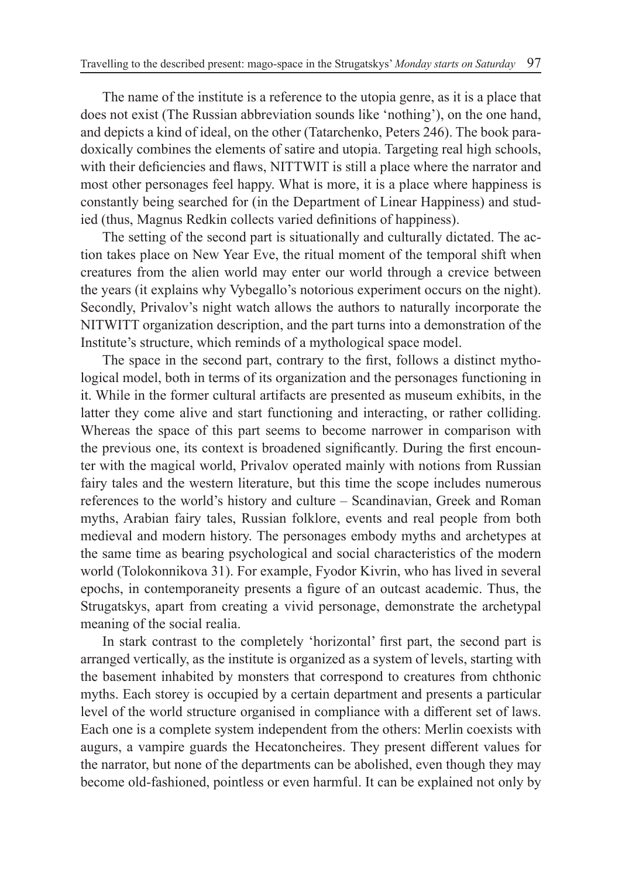The name of the institute is a reference to the utopia genre, as it is a place that does not exist (The Russian abbreviation sounds like 'nothing'), on the one hand, and depicts a kind of ideal, on the other (Tatarchenko, Peters 246). The book paradoxically combines the elements of satire and utopia. Targeting real high schools, with their deficiencies and flaws, NITTWIT is still a place where the narrator and most other personages feel happy. What is more, it is a place where happiness is constantly being searched for (in the Department of Linear Happiness) and studied (thus, Magnus Redkin collects varied definitions of happiness).

The setting of the second part is situationally and culturally dictated. The action takes place on New Year Eve, the ritual moment of the temporal shift when creatures from the alien world may enter our world through a crevice between the years (it explains why Vybegallo's notorious experiment occurs on the night). Secondly, Privalov's night watch allows the authors to naturally incorporate the NITWITT organization description, and the part turns into a demonstration of the Institute's structure, which reminds of a mythological space model.

The space in the second part, contrary to the first, follows a distinct mythological model, both in terms of its organization and the personages functioning in it. While in the former cultural artifacts are presented as museum exhibits, in the latter they come alive and start functioning and interacting, or rather colliding. Whereas the space of this part seems to become narrower in comparison with the previous one, its context is broadened significantly. During the first encounter with the magical world, Privalov operated mainly with notions from Russian fairy tales and the western literature, but this time the scope includes numerous references to the world's history and culture – Scandinavian, Greek and Roman myths, Arabian fairy tales, Russian folklore, events and real people from both medieval and modern history. The personages embody myths and archetypes at the same time as bearing psychological and social characteristics of the modern world (Tolokonnikova 31). For example, Fyodor Kivrin, who has lived in several epochs, in contemporaneity presents a figure of an outcast academic. Thus, the Strugatskys, apart from creating a vivid personage, demonstrate the archetypal meaning of the social realia.

In stark contrast to the completely 'horizontal' first part, the second part is arranged vertically, as the institute is organized as a system of levels, starting with the basement inhabited by monsters that correspond to creatures from chthonic myths. Each storey is occupied by a certain department and presents a particular level of the world structure organised in compliance with a different set of laws. Each one is a complete system independent from the others: Merlin coexists with augurs, a vampire guards the Hecatoncheires. They present different values for the narrator, but none of the departments can be abolished, even though they may become old-fashioned, pointless or even harmful. It can be explained not only by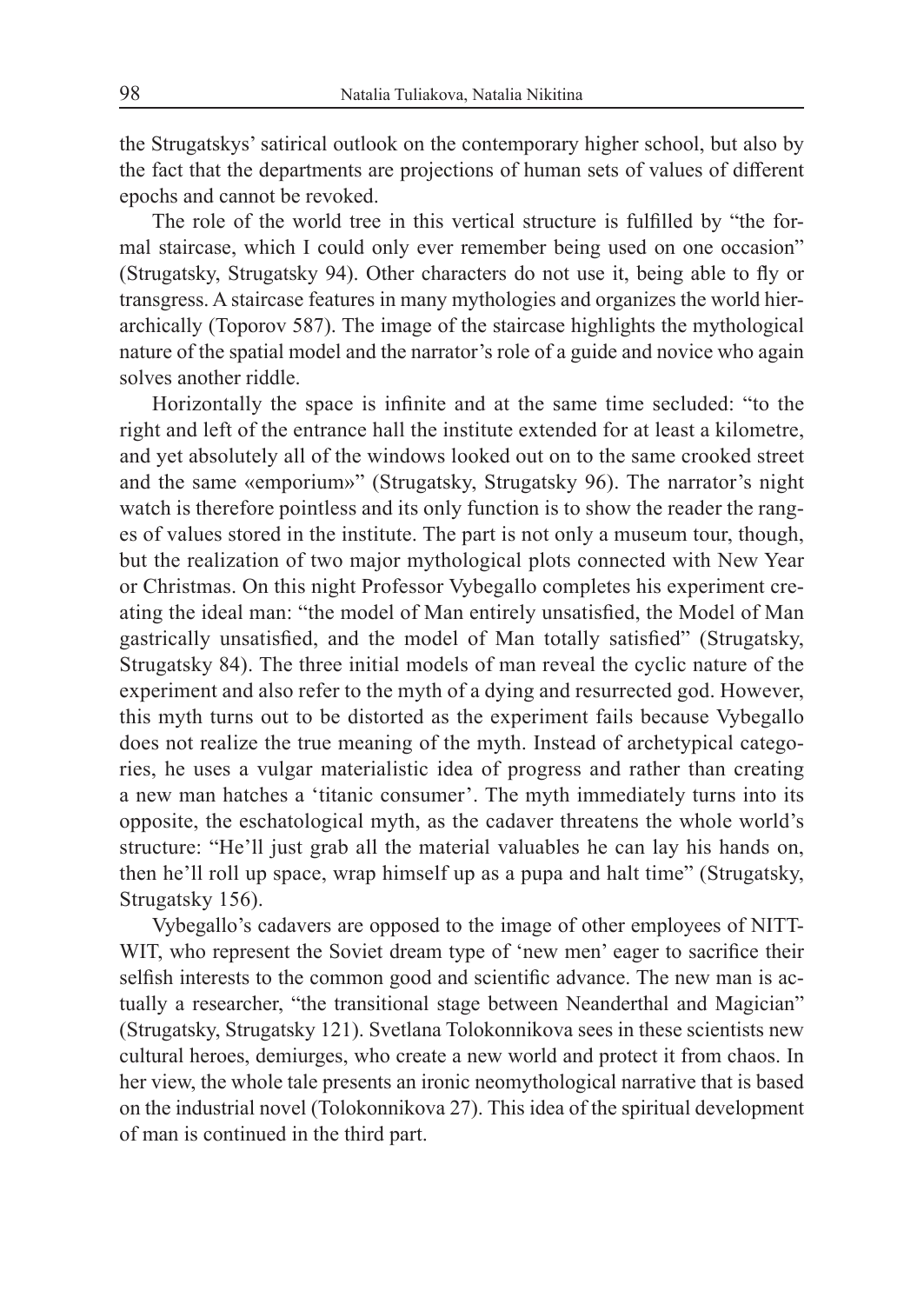the Strugatskys' satirical outlook on the contemporary higher school, but also by the fact that the departments are projections of human sets of values of different epochs and cannot be revoked.

The role of the world tree in this vertical structure is fulfilled by "the formal staircase, which I could only ever remember being used on one occasion" (Strugatsky, Strugatsky 94). Other characters do not use it, being able to fly or transgress. A staircase features in many mythologies and organizes the world hierarchically (Toporov 587). The image of the staircase highlights the mythological nature of the spatial model and the narrator's role of a guide and novice who again solves another riddle.

Horizontally the space is infinite and at the same time secluded: "to the right and left of the entrance hall the institute extended for at least a kilometre, and yet absolutely all of the windows looked out on to the same crooked street and the same «emporium»" (Strugatsky, Strugatsky 96). The narrator's night watch is therefore pointless and its only function is to show the reader the ranges of values stored in the institute. The part is not only a museum tour, though, but the realization of two major mythological plots connected with New Year or Christmas. On this night Professor Vybegallo completes his experiment creating the ideal man: "the model of Man entirely unsatisfied, the Model of Man gastrically unsatisfied, and the model of Man totally satisfied" (Strugatsky, Strugatsky 84). The three initial models of man reveal the cyclic nature of the experiment and also refer to the myth of a dying and resurrected god. However, this myth turns out to be distorted as the experiment fails because Vybegallo does not realize the true meaning of the myth. Instead of archetypical categories, he uses a vulgar materialistic idea of progress and rather than creating a new man hatches a 'titanic consumer'. The myth immediately turns into its opposite, the eschatological myth, as the cadaver threatens the whole world's structure: "He'll just grab all the material valuables he can lay his hands on, then he'll roll up space, wrap himself up as a pupa and halt time" (Strugatsky, Strugatsky 156).

Vybegallo's cadavers are opposed to the image of other employees of NITT-WIT, who represent the Soviet dream type of 'new men' eager to sacrifice their selfish interests to the common good and scientific advance. The new man is actually a researcher, "the transitional stage between Neanderthal and Magician" (Strugatsky, Strugatsky 121). Svetlana Tolokonnikova sees in these scientists new cultural heroes, demiurges, who create a new world and protect it from chaos. In her view, the whole tale presents an ironic neomythological narrative that is based on the industrial novel (Tolokonnikova 27). This idea of the spiritual development of man is continued in the third part.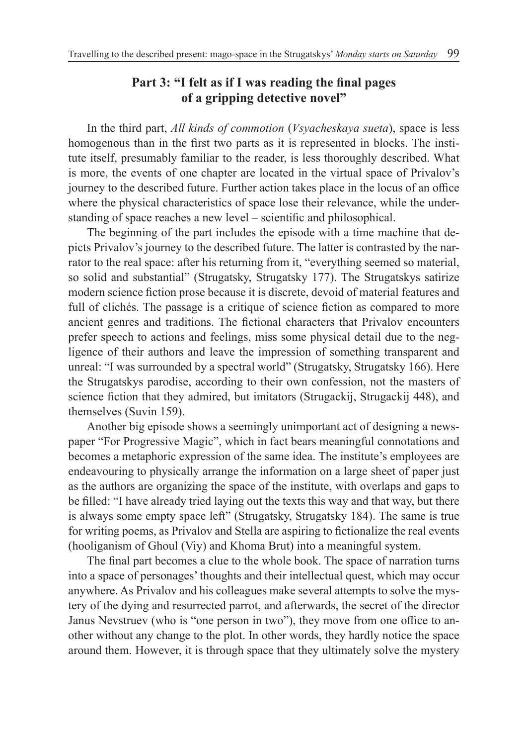## Part 3: "I felt as if I was reading the final pages of a gripping detective novel"

In the third part, *All kinds of commotion* (*Vsyacheskaya sueta*), space is less homogenous than in the first two parts as it is represented in blocks. The institute itself, presumably familiar to the reader, is less thoroughly described. What is more, the events of one chapter are located in the virtual space of Privalov's journey to the described future. Further action takes place in the locus of an office where the physical characteristics of space lose their relevance, while the understanding of space reaches a new level – scientific and philosophical.

The beginning of the part includes the episode with a time machine that depicts Privalov's journey to the described future. The latter is contrasted by the narrator to the real space: after his returning from it, "everything seemed so material, so solid and substantial" (Strugatsky, Strugatsky 177). The Strugatskys satirize modern science fiction prose because it is discrete, devoid of material features and full of clichés. The passage is a critique of science fiction as compared to more ancient genres and traditions. The fictional characters that Privalov encounters prefer speech to actions and feelings, miss some physical detail due to the negligence of their authors and leave the impression of something transparent and unreal: "I was surrounded by a spectral world" (Strugatsky, Strugatsky 166). Here the Strugatskys parodise, according to their own confession, not the masters of science fiction that they admired, but imitators (Strugackij, Strugackij 448), and themselves (Suvin 159).

Another big episode shows a seemingly unimportant act of designing a newspaper "For Progressive Magic", which in fact bears meaningful connotations and becomes a metaphoric expression of the same idea. The institute's employees are endeavouring to physically arrange the information on a large sheet of paper just as the authors are organizing the space of the institute, with overlaps and gaps to be filled: "I have already tried laying out the texts this way and that way, but there is always some empty space left" (Strugatsky, Strugatsky 184). The same is true for writing poems, as Privalov and Stella are aspiring to fictionalize the real events (hooliganism of Ghoul (Viy) and Khoma Brut) into a meaningful system.

The final part becomes a clue to the whole book. The space of narration turns into a space of personages' thoughts and their intellectual quest, which may occur anywhere. As Privalov and his colleagues make several attempts to solve the mystery of the dying and resurrected parrot, and afterwards, the secret of the director Janus Nevstruev (who is "one person in two"), they move from one office to another without any change to the plot. In other words, they hardly notice the space around them. However, it is through space that they ultimately solve the mystery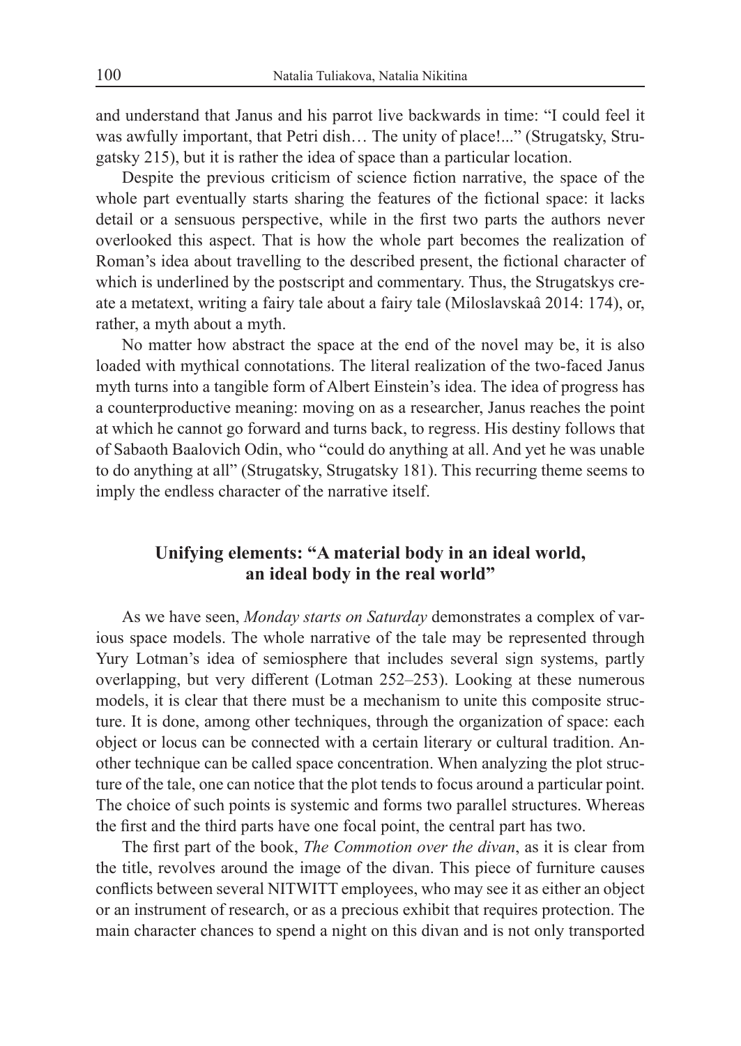and understand that Janus and his parrot live backwards in time: "I could feel it was awfully important, that Petri dish… The unity of place!..." (Strugatsky, Strugatsky 215), but it is rather the idea of space than a particular location.

Despite the previous criticism of science fiction narrative, the space of the whole part eventually starts sharing the features of the fictional space: it lacks detail or a sensuous perspective, while in the first two parts the authors never overlooked this aspect. That is how the whole part becomes the realization of Roman's idea about travelling to the described present, the fictional character of which is underlined by the postscript and commentary. Thus, the Strugatskys create a metatext, writing a fairy tale about a fairy tale (Miloslavskaâ 2014: 174), or, rather, a myth about a myth.

No matter how abstract the space at the end of the novel may be, it is also loaded with mythical connotations. The literal realization of the two-faced Janus myth turns into a tangible form of Albert Einstein's idea. The idea of progress has a counterproductive meaning: moving on as a researcher, Janus reaches the point at which he cannot go forward and turns back, to regress. His destiny follows that of Sabaoth Baalovich Odin, who "could do anything at all. And yet he was unable to do anything at all" (Strugatsky, Strugatsky 181). This recurring theme seems to imply the endless character of the narrative itself.

## Unifying elements: "A material body in an ideal world, an ideal body in the real world"

As we have seen, *Monday starts on Saturday* demonstrates a complex of various space models. The whole narrative of the tale may be represented through Yury Lotman's idea of semiosphere that includes several sign systems, partly overlapping, but very different (Lotman 252–253). Looking at these numerous models, it is clear that there must be a mechanism to unite this composite structure. It is done, among other techniques, through the organization of space: each object or locus can be connected with a certain literary or cultural tradition. Another technique can be called space concentration. When analyzing the plot structure of the tale, one can notice that the plot tends to focus around a particular point. The choice of such points is systemic and forms two parallel structures. Whereas the first and the third parts have one focal point, the central part has two.

The first part of the book, *The Commotion over the divan*, as it is clear from the title, revolves around the image of the divan. This piece of furniture causes conflicts between several NITWITT employees, who may see it as either an object or an instrument of research, or as a precious exhibit that requires protection. The main character chances to spend a night on this divan and is not only transported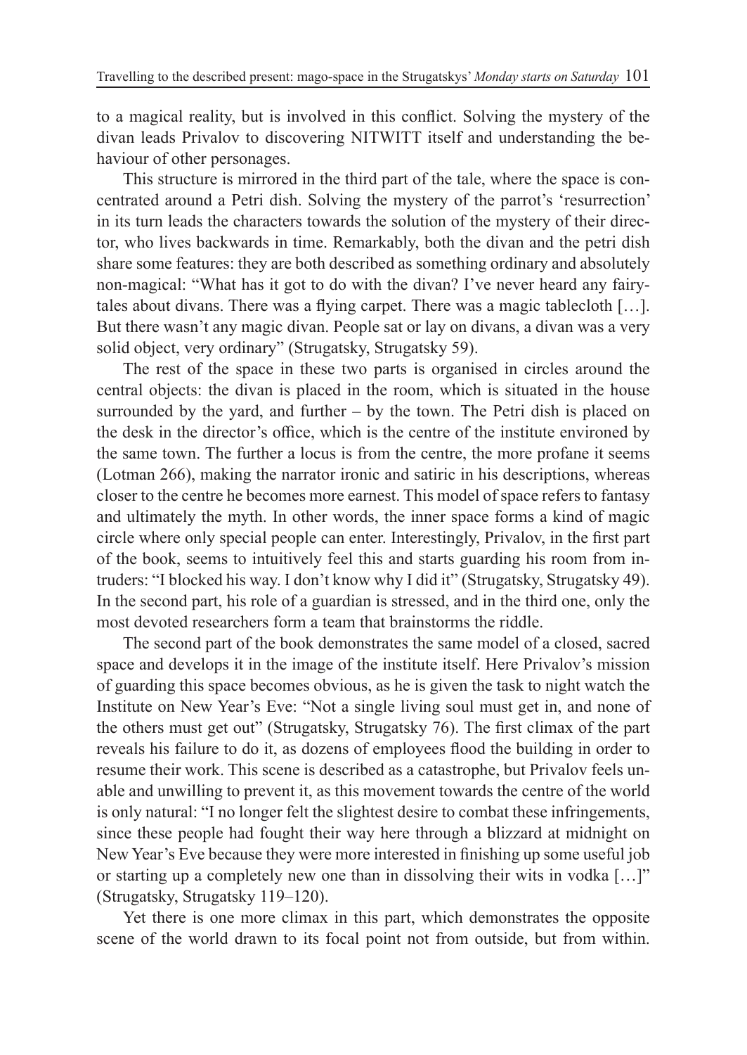to a magical reality, but is involved in this conflict. Solving the mystery of the divan leads Privalov to discovering NITWITT itself and understanding the behaviour of other personages.

This structure is mirrored in the third part of the tale, where the space is concentrated around a Petri dish. Solving the mystery of the parrot's 'resurrection' in its turn leads the characters towards the solution of the mystery of their director, who lives backwards in time. Remarkably, both the divan and the petri dish share some features: they are both described as something ordinary and absolutely non-magical: "What has it got to do with the divan? I've never heard any fairy-tales about divans. There was a flying carpet. There was a magic tablecloth […]. But there wasn't any magic divan. People sat or lay on divans, a divan was a very solid object, very ordinary" (Strugatsky, Strugatsky 59).

The rest of the space in these two parts is organised in circles around the central objects: the divan is placed in the room, which is situated in the house surrounded by the yard, and further – by the town. The Petri dish is placed on the desk in the director's office, which is the centre of the institute environed by the same town. The further a locus is from the centre, the more profane it seems (Lotman 266), making the narrator ironic and satiric in his descriptions, whereas closer to the centre he becomes more earnest. This model of space refers to fantasy and ultimately the myth. In other words, the inner space forms a kind of magic circle where only special people can enter. Interestingly, Privalov, in the first part of the book, seems to intuitively feel this and starts guarding his room from intruders: "I blocked his way. I don't know why I did it" (Strugatsky, Strugatsky 49). In the second part, his role of a guardian is stressed, and in the third one, only the most devoted researchers form a team that brainstorms the riddle.

The second part of the book demonstrates the same model of a closed, sacred space and develops it in the image of the institute itself. Here Privalov's mission of guarding this space becomes obvious, as he is given the task to night watch the Institute on New Year's Eve: "Not a single living soul must get in, and none of the others must get out" (Strugatsky, Strugatsky 76). The first climax of the part reveals his failure to do it, as dozens of employees flood the building in order to resume their work. This scene is described as a catastrophe, but Privalov feels unable and unwilling to prevent it, as this movement towards the centre of the world is only natural: "I no longer felt the slightest desire to combat these infringements, since these people had fought their way here through a blizzard at midnight on New Year's Eve because they were more interested in finishing up some useful job or starting up a completely new one than in dissolving their wits in vodka […]" (Strugatsky, Strugatsky 119–120).

Yet there is one more climax in this part, which demonstrates the opposite scene of the world drawn to its focal point not from outside, but from within.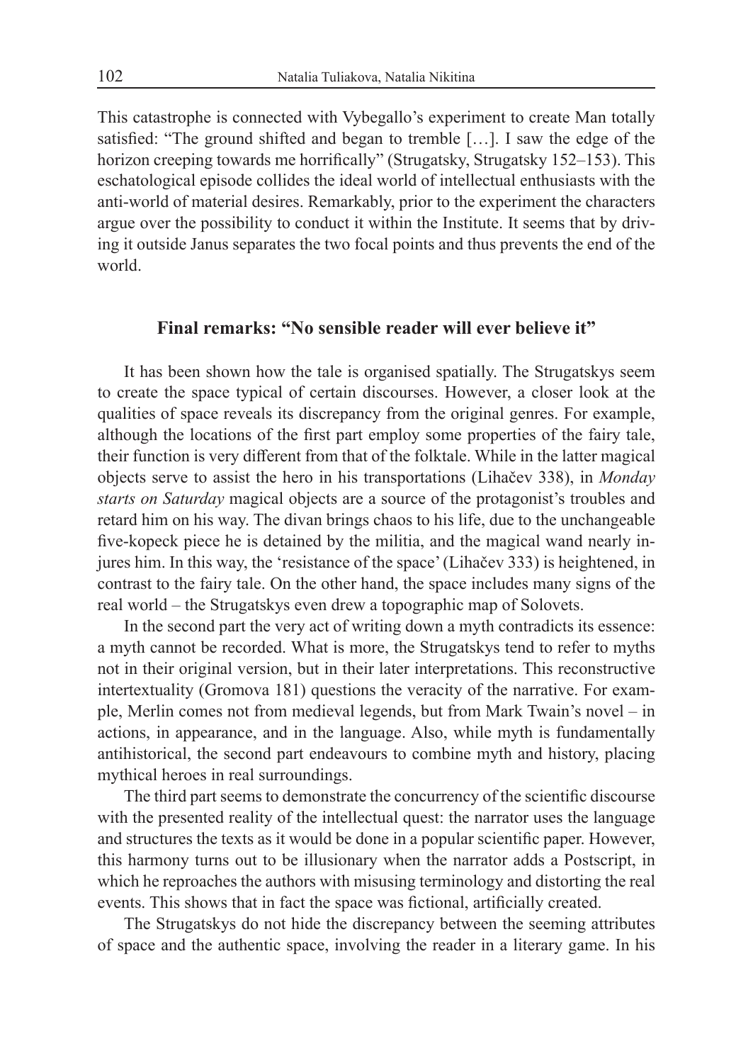This catastrophe is connected with Vybegallo's experiment to create Man totally satisfied: "The ground shifted and began to tremble […]. I saw the edge of the horizon creeping towards me horrifically" (Strugatsky, Strugatsky 152–153). This eschatological episode collides the ideal world of intellectual enthusiasts with the anti-world of material desires. Remarkably, prior to the experiment the characters argue over the possibility to conduct it within the Institute. It seems that by driving it outside Janus separates the two focal points and thus prevents the end of the world.

## Final remarks: "No sensible reader will ever believe it"

It has been shown how the tale is organised spatially. The Strugatskys seem to create the space typical of certain discourses. However, a closer look at the qualities of space reveals its discrepancy from the original genres. For example, although the locations of the first part employ some properties of the fairy tale, their function is very different from that of the folktale. While in the latter magical objects serve to assist the hero in his transportations (Lihačev 338), in *Monday starts on Saturday* magical objects are a source of the protagonist's troubles and retard him on his way. The divan brings chaos to his life, due to the unchangeable five-kopeck piece he is detained by the militia, and the magical wand nearly injures him. In this way, the 'resistance of the space' (Lihačev 333) is heightened, in contrast to the fairy tale. On the other hand, the space includes many signs of the real world – the Strugatskys even drew a topographic map of Solovets.

In the second part the very act of writing down a myth contradicts its essence: a myth cannot be recorded. What is more, the Strugatskys tend to refer to myths not in their original version, but in their later interpretations. This reconstructive intertextuality (Gromova 181) questions the veracity of the narrative. For example, Merlin comes not from medieval legends, but from Mark Twain's novel – in actions, in appearance, and in the language. Also, while myth is fundamentally antihistorical, the second part endeavours to combine myth and history, placing mythical heroes in real surroundings.

The third part seems to demonstrate the concurrency of the scientific discourse with the presented reality of the intellectual quest: the narrator uses the language and structures the texts as it would be done in a popular scientific paper. However, this harmony turns out to be illusionary when the narrator adds a Postscript, in which he reproaches the authors with misusing terminology and distorting the real events. This shows that in fact the space was fictional, artificially created.

The Strugatskys do not hide the discrepancy between the seeming attributes of space and the authentic space, involving the reader in a literary game. In his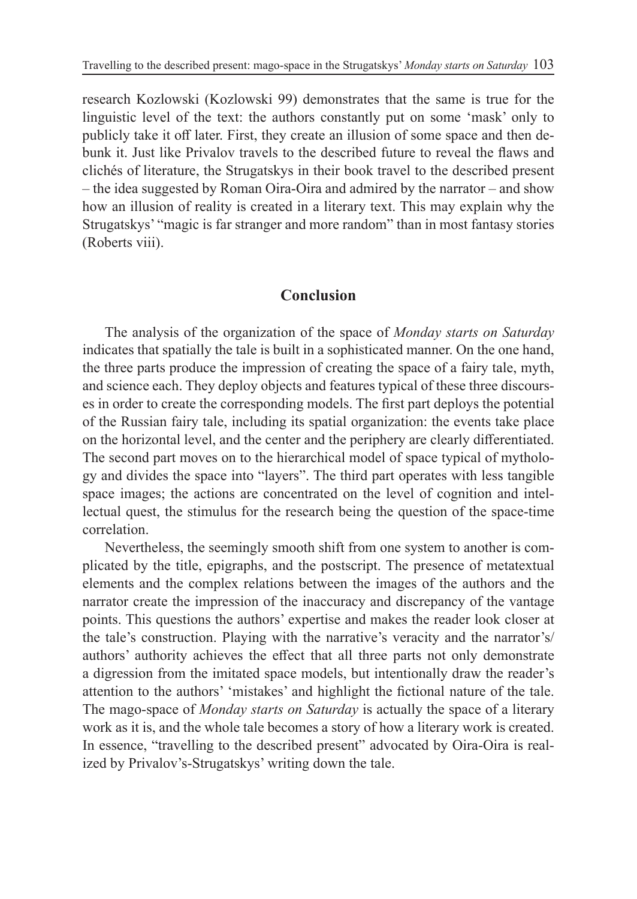research Kozlowski (Kozlowski 99) demonstrates that the same is true for the linguistic level of the text: the authors constantly put on some 'mask' only to publicly take it off later. First, they create an illusion of some space and then debunk it. Just like Privalov travels to the described future to reveal the flaws and clichés of literature, the Strugatskys in their book travel to the described present – the idea suggested by Roman Oira-Oira and admired by the narrator – and show how an illusion of reality is created in a literary text. This may explain why the Strugatskys' "magic is far stranger and more random" than in most fantasy stories (Roberts viii).

## Conclusion

The analysis of the organization of the space of *Monday starts on Saturday* indicates that spatially the tale is built in a sophisticated manner. On the one hand, the three parts produce the impression of creating the space of a fairy tale, myth, and science each. They deploy objects and features typical of these three discourses in order to create the corresponding models. The first part deploys the potential of the Russian fairy tale, including its spatial organization: the events take place on the horizontal level, and the center and the periphery are clearly differentiated. The second part moves on to the hierarchical model of space typical of mythology and divides the space into "layers". The third part operates with less tangible space images; the actions are concentrated on the level of cognition and intellectual quest, the stimulus for the research being the question of the space-time correlation.

Nevertheless, the seemingly smooth shift from one system to another is complicated by the title, epigraphs, and the postscript. The presence of metatextual elements and the complex relations between the images of the authors and the narrator create the impression of the inaccuracy and discrepancy of the vantage points. This questions the authors' expertise and makes the reader look closer at the tale's construction. Playing with the narrative's veracity and the narrator's/authors' authority achieves the effect that all three parts not only demonstrate a digression from the imitated space models, but intentionally draw the reader's attention to the authors' 'mistakes' and highlight the fictional nature of the tale. The mago-space of *Monday starts on Saturday* is actually the space of a literary work as it is, and the whole tale becomes a story of how a literary work is created. In essence, "travelling to the described present" advocated by Oira-Oira is realized by Privalov's-Strugatskys' writing down the tale.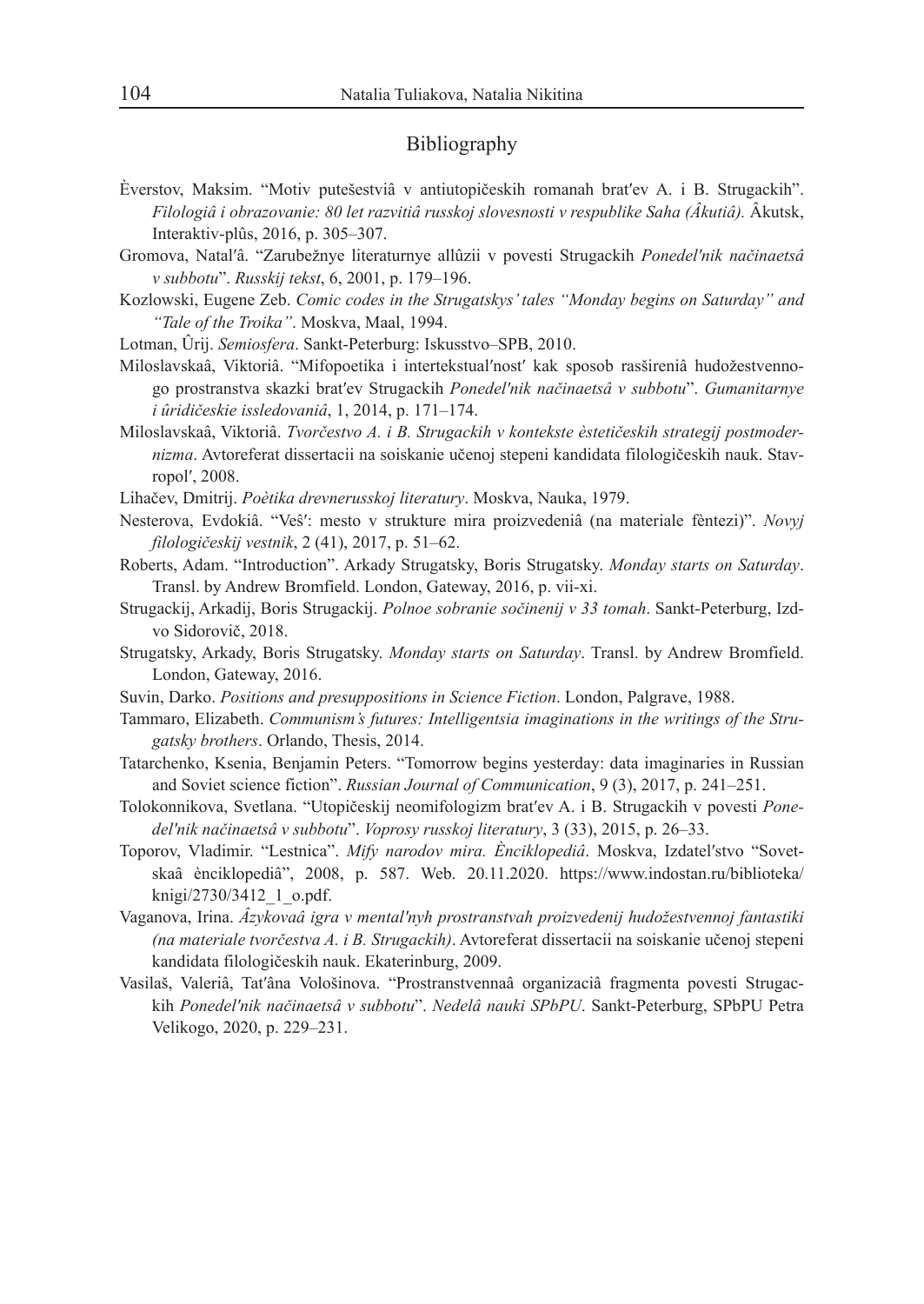## Bibliography

Èverstov, Maksim. "Motiv putešestviâ v antiutopičeskih romanah brat′ev A. i B. Strugackih". *Filologiâ i obrazovanie: 80 let razvitiâ russkoj slovesnosti v respublike Saha (Âkutiâ).* Âkutsk, Interaktiv-plûs, 2016, p. 305–307.

Gromova, Natal′â. "Zarubežnye literaturnye allûzii v povesti Strugackih *Ponedel'nik načinaetsâ v subbotu*". *Russkij tekst*, 6, 2001, p. 179–196.

Kozlowski, Eugene Zeb. *Comic codes in the Strugatskys' tales "Monday begins on Saturday" and "Tale of the Troika"*. Moskva, Maal, 1994.

Lotman, Ûrij. *Semiosfera*. Sankt-Peterburg: Iskusstvo–SPB, 2010.

Miloslavskaâ, Viktoriâ. "Mifopoetika i intertekstual′nost′ kak sposob rasšireniâ hudožestvennogo prostranstva skazki brat′ev Strugackih *Ponedel'nik načinaetsâ v subbotu*". *Gumanitarnye i ûridičeskie issledovaniâ*, 1, 2014, p. 171–174.

Miloslavskaâ, Viktoriâ. *Tvorčestvo A. i B. Strugackih v kontekste èstetičeskih strategij postmodernizma*. Avtoreferat dissertacii na soiskanie učenoj stepeni kandidata filologičeskih nauk. Stavropol′, 2008.

Lihačev, Dmitrij. *Poètika drevnerusskoj literatury*. Moskva, Nauka, 1979.

Nesterova, Evdokiâ. "Veŝ′: mesto v strukture mira proizvedeniâ (na materiale fèntezi)". *Novyj filologičeskij vestnik*, 2 (41), 2017, p. 51–62.

Roberts, Adam. "Introduction". Arkady Strugatsky, Boris Strugatsky. *Monday starts on Saturday*. Transl. by Andrew Bromfield. London, Gateway, 2016, p. vii-xi.

Strugackij, Arkadij, Boris Strugackij. *Polnoe sobranie sočinenij v 33 tomah*. Sankt-Peterburg, Izd-vo Sidorovič, 2018.

Strugatsky, Arkady, Boris Strugatsky. *Monday starts on Saturday*. Transl. by Andrew Bromfield. London, Gateway, 2016.

Suvin, Darko. *Positions and presuppositions in Science Fiction*. London, Palgrave, 1988.

Tammaro, Elizabeth. *Communism's futures: Intelligentsia imaginations in the writings of the Strugatsky brothers*. Orlando, Thesis, 2014.

Tatarchenko, Ksenia, Benjamin Peters. "Tomorrow begins yesterday: data imaginaries in Russian and Soviet science fiction". *Russian Journal of Communication*, 9 (3), 2017, p. 241–251.

Tolokonnikova, Svetlana. "Utopičeskij neomifologizm brat′ev A. i B. Strugackih v povesti *Ponedel'nik načinaetsâ v subbotu*". *Voprosy russkoj literatury*, 3 (33), 2015, p. 26–33.

Toporov, Vladimir. "Lestnica". *Mify narodov mira. Ènciklopediâ*. Moskva, Izdatel′stvo "Sovetskaâ ènciklopediâ", 2008, p. 587. Web. 20.11.2020. https://www.indostan.ru/biblioteka/knigi/2730/3412_1_o.pdf.

Vaganova, Irina. *Âzykovaâ igra v mental'nyh prostranstvah proizvedenij hudožestvennoj fantastiki (na materiale tvorčestva A. i B. Strugackih)*. Avtoreferat dissertacii na soiskanie učenoj stepeni kandidata filologičeskih nauk. Ekaterinburg, 2009.

Vasilaš, Valeriâ, Tat′âna Vološinova. "Prostranstvennaâ organizaciâ fragmenta povesti Strugackih *Ponedel'nik načinaetsâ v subbotu*". *Nedelâ nauki SPbPU*. Sankt-Peterburg, SPbPU Petra Velikogo, 2020, p. 229–231.